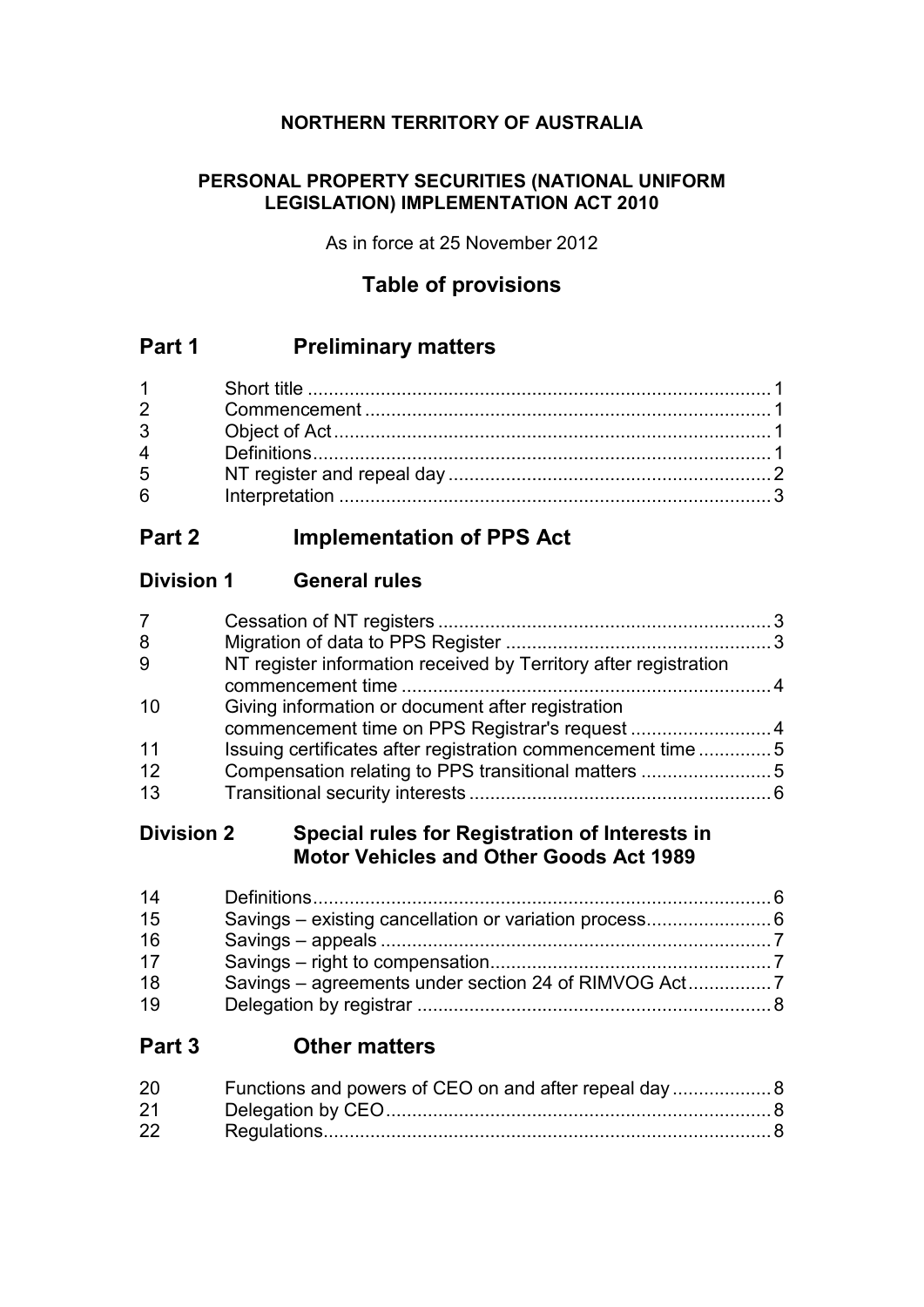**NORTHERN TERRITORY OF AUSTRALIA**

**PERSONAL PROPERTY SECURITIES (NATIONAL UNIFORM LEGISLATION) IMPLEMENTATION ACT 2010**

As in force at 25 November 2012

## Table of provisions

## Part 1 Preliminary matters

| | | |
|---|---|---|
| 1 | Short title | 1 |
| 2 | Commencement | 1 |
| 3 | Object of Act | 1 |
| 4 | Definitions | 1 |
| 5 | NT register and repeal day | 2 |
| 6 | Interpretation | 3 |

## Part 2 Implementation of PPS Act

### Division 1 General rules

| | | |
|---|---|---|
| 7 | Cessation of NT registers | 3 |
| 8 | Migration of data to PPS Register | 3 |
| 9 | NT register information received by Territory after registration commencement time | 4 |
| 10 | Giving information or document after registration commencement time on PPS Registrar's request | 4 |
| 11 | Issuing certificates after registration commencement time | 5 |
| 12 | Compensation relating to PPS transitional matters | 5 |
| 13 | Transitional security interests | 6 |

### Division 2 Special rules for Registration of Interests in Motor Vehicles and Other Goods Act 1989

| | | |
|---|---|---|
| 14 | Definitions | 6 |
| 15 | Savings – existing cancellation or variation process | 6 |
| 16 | Savings – appeals | 7 |
| 17 | Savings – right to compensation | 7 |
| 18 | Savings – agreements under section 24 of RIMVOG Act | 7 |
| 19 | Delegation by registrar | 8 |

## Part 3 Other matters

| | | |
|---|---|---|
| 20 | Functions and powers of CEO on and after repeal day | 8 |
| 21 | Delegation by CEO | 8 |
| 22 | Regulations | 8 |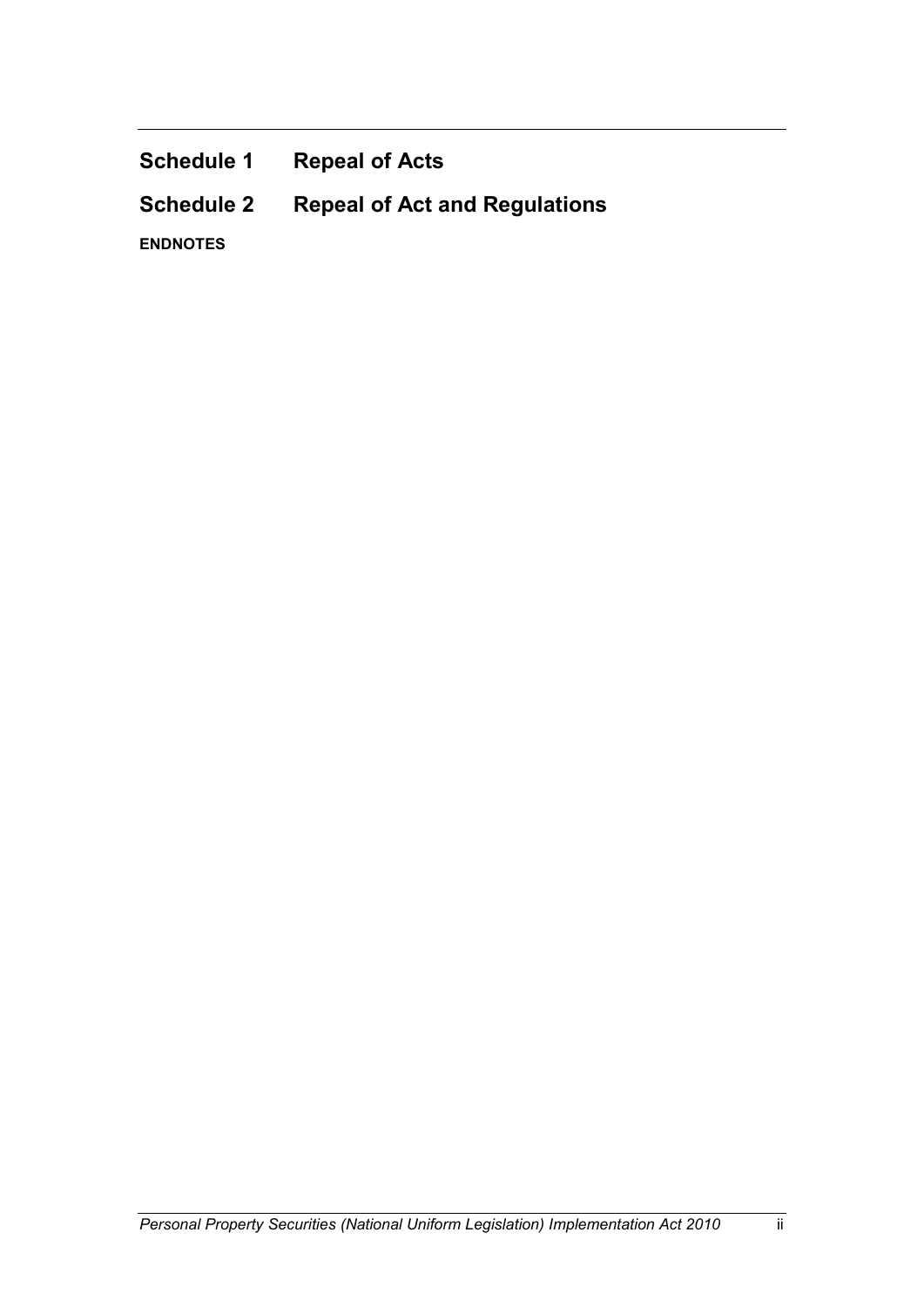**Schedule 1 Repeal of Acts**

**Schedule 2 Repeal of Act and Regulations**

**ENDNOTES**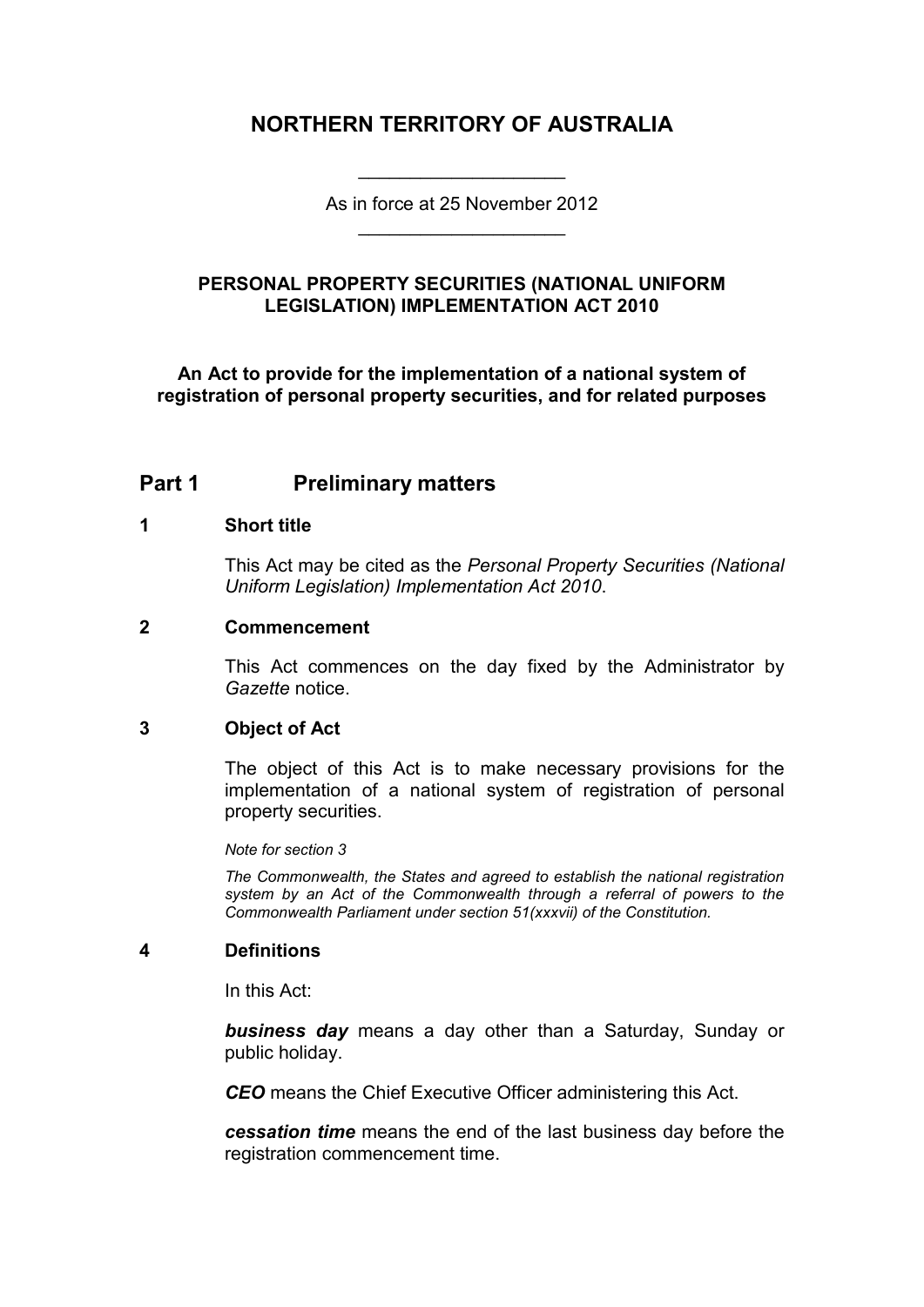# NORTHERN TERRITORY OF AUSTRALIA

As in force at 25 November 2012

## PERSONAL PROPERTY SECURITIES (NATIONAL UNIFORM LEGISLATION) IMPLEMENTATION ACT 2010

**An Act to provide for the implementation of a national system of registration of personal property securities, and for related purposes**

## Part 1 Preliminary matters

### 1 Short title

This Act may be cited as the *Personal Property Securities (National Uniform Legislation) Implementation Act 2010*.

### 2 Commencement

This Act commences on the day fixed by the Administrator by *Gazette* notice.

### 3 Object of Act

The object of this Act is to make necessary provisions for the implementation of a national system of registration of personal property securities.

*Note for section 3*

*The Commonwealth, the States and agreed to establish the national registration system by an Act of the Commonwealth through a referral of powers to the Commonwealth Parliament under section 51(xxxvii) of the Constitution.*

### 4 Definitions

In this Act:

***business day*** means a day other than a Saturday, Sunday or public holiday.

***CEO*** means the Chief Executive Officer administering this Act.

***cessation time*** means the end of the last business day before the registration commencement time.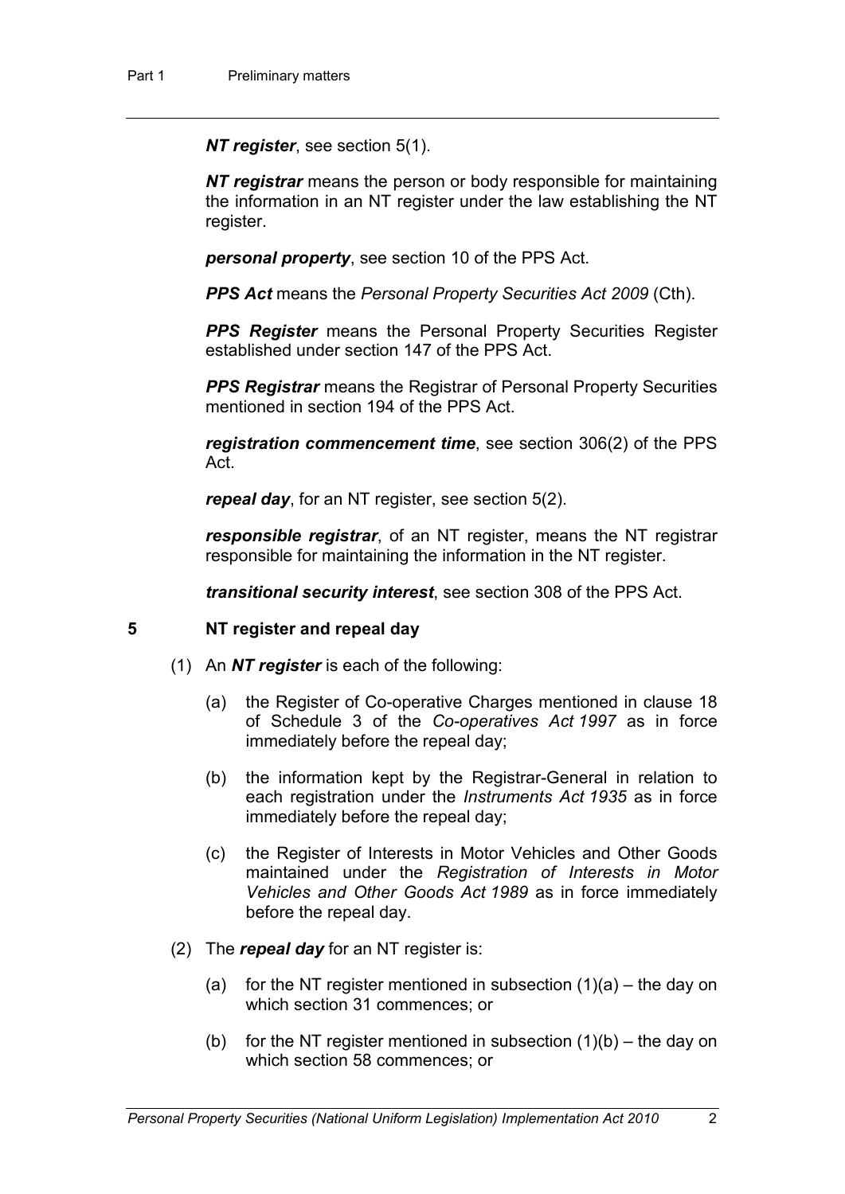***NT register***, see section 5(1).

***NT registrar*** means the person or body responsible for maintaining the information in an NT register under the law establishing the NT register.

***personal property***, see section 10 of the PPS Act.

***PPS Act*** means the *Personal Property Securities Act 2009* (Cth).

***PPS Register*** means the Personal Property Securities Register established under section 147 of the PPS Act.

***PPS Registrar*** means the Registrar of Personal Property Securities mentioned in section 194 of the PPS Act.

***registration commencement time***, see section 306(2) of the PPS Act.

***repeal day***, for an NT register, see section 5(2).

***responsible registrar***, of an NT register, means the NT registrar responsible for maintaining the information in the NT register.

***transitional security interest***, see section 308 of the PPS Act.

## 5 NT register and repeal day

(1) An ***NT register*** is each of the following:

(a) the Register of Co-operative Charges mentioned in clause 18 of Schedule 3 of the *Co-operatives Act 1997* as in force immediately before the repeal day;

(b) the information kept by the Registrar-General in relation to each registration under the *Instruments Act 1935* as in force immediately before the repeal day;

(c) the Register of Interests in Motor Vehicles and Other Goods maintained under the *Registration of Interests in Motor Vehicles and Other Goods Act 1989* as in force immediately before the repeal day.

(2) The ***repeal day*** for an NT register is:

(a) for the NT register mentioned in subsection (1)(a) – the day on which section 31 commences; or

(b) for the NT register mentioned in subsection (1)(b) – the day on which section 58 commences; or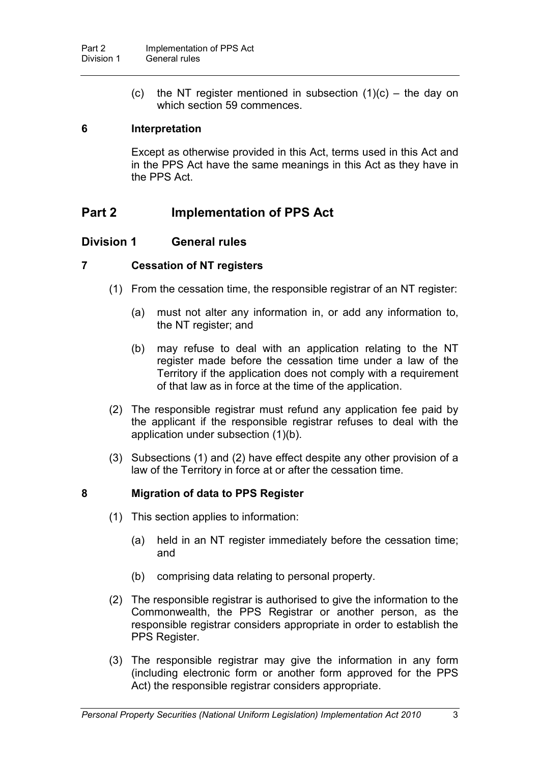(c) the NT register mentioned in subsection (1)(c) – the day on which section 59 commences.

### 6 Interpretation

Except as otherwise provided in this Act, terms used in this Act and in the PPS Act have the same meanings in this Act as they have in the PPS Act.

# Part 2 Implementation of PPS Act

## Division 1 General rules

### 7 Cessation of NT registers

(1) From the cessation time, the responsible registrar of an NT register:

(a) must not alter any information in, or add any information to, the NT register; and

(b) may refuse to deal with an application relating to the NT register made before the cessation time under a law of the Territory if the application does not comply with a requirement of that law as in force at the time of the application.

(2) The responsible registrar must refund any application fee paid by the applicant if the responsible registrar refuses to deal with the application under subsection (1)(b).

(3) Subsections (1) and (2) have effect despite any other provision of a law of the Territory in force at or after the cessation time.

### 8 Migration of data to PPS Register

(1) This section applies to information:

(a) held in an NT register immediately before the cessation time; and

(b) comprising data relating to personal property.

(2) The responsible registrar is authorised to give the information to the Commonwealth, the PPS Registrar or another person, as the responsible registrar considers appropriate in order to establish the PPS Register.

(3) The responsible registrar may give the information in any form (including electronic form or another form approved for the PPS Act) the responsible registrar considers appropriate.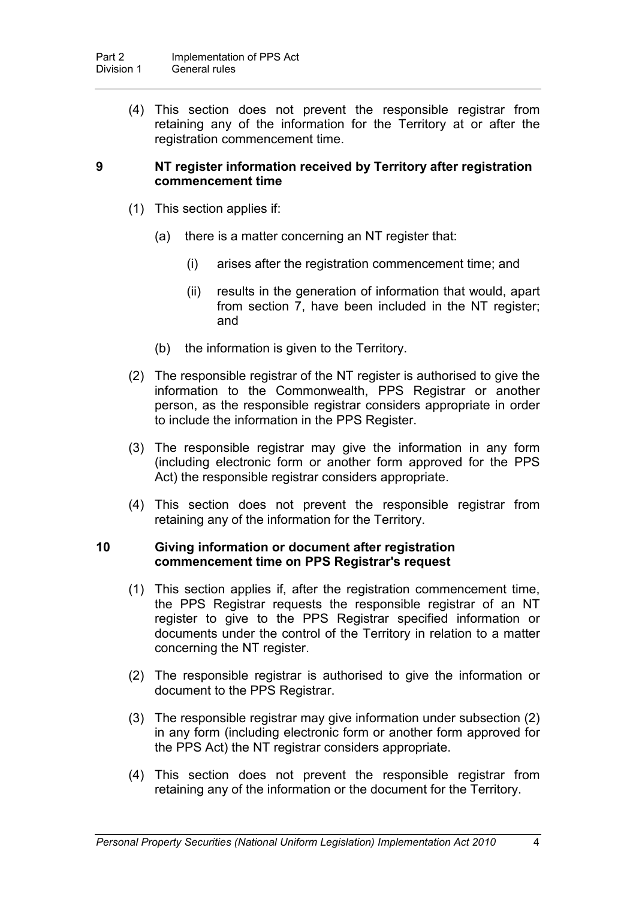(4) This section does not prevent the responsible registrar from retaining any of the information for the Territory at or after the registration commencement time.

### 9 NT register information received by Territory after registration commencement time

(1) This section applies if:

  (a) there is a matter concerning an NT register that:

    (i) arises after the registration commencement time; and

    (ii) results in the generation of information that would, apart from section 7, have been included in the NT register; and

  (b) the information is given to the Territory.

(2) The responsible registrar of the NT register is authorised to give the information to the Commonwealth, PPS Registrar or another person, as the responsible registrar considers appropriate in order to include the information in the PPS Register.

(3) The responsible registrar may give the information in any form (including electronic form or another form approved for the PPS Act) the responsible registrar considers appropriate.

(4) This section does not prevent the responsible registrar from retaining any of the information for the Territory.

### 10 Giving information or document after registration commencement time on PPS Registrar's request

(1) This section applies if, after the registration commencement time, the PPS Registrar requests the responsible registrar of an NT register to give to the PPS Registrar specified information or documents under the control of the Territory in relation to a matter concerning the NT register.

(2) The responsible registrar is authorised to give the information or document to the PPS Registrar.

(3) The responsible registrar may give information under subsection (2) in any form (including electronic form or another form approved for the PPS Act) the NT registrar considers appropriate.

(4) This section does not prevent the responsible registrar from retaining any of the information or the document for the Territory.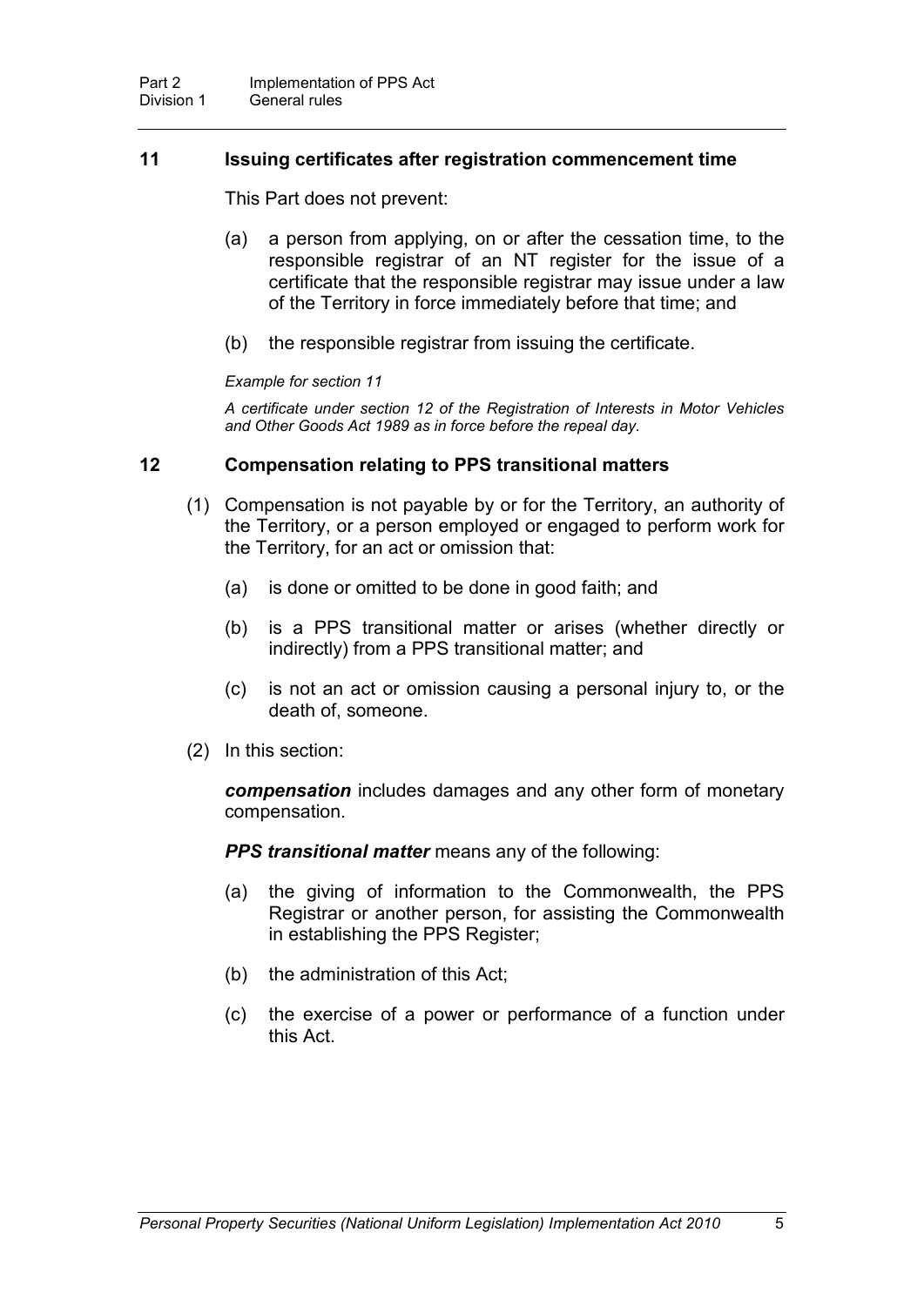## 11 Issuing certificates after registration commencement time

This Part does not prevent:

(a) a person from applying, on or after the cessation time, to the responsible registrar of an NT register for the issue of a certificate that the responsible registrar may issue under a law of the Territory in force immediately before that time; and

(b) the responsible registrar from issuing the certificate.

*Example for section 11*

*A certificate under section 12 of the Registration of Interests in Motor Vehicles and Other Goods Act 1989 as in force before the repeal day.*

## 12 Compensation relating to PPS transitional matters

(1) Compensation is not payable by or for the Territory, an authority of the Territory, or a person employed or engaged to perform work for the Territory, for an act or omission that:

(a) is done or omitted to be done in good faith; and

(b) is a PPS transitional matter or arises (whether directly or indirectly) from a PPS transitional matter; and

(c) is not an act or omission causing a personal injury to, or the death of, someone.

(2) In this section:

***compensation*** includes damages and any other form of monetary compensation.

***PPS transitional matter*** means any of the following:

(a) the giving of information to the Commonwealth, the PPS Registrar or another person, for assisting the Commonwealth in establishing the PPS Register;

(b) the administration of this Act;

(c) the exercise of a power or performance of a function under this Act.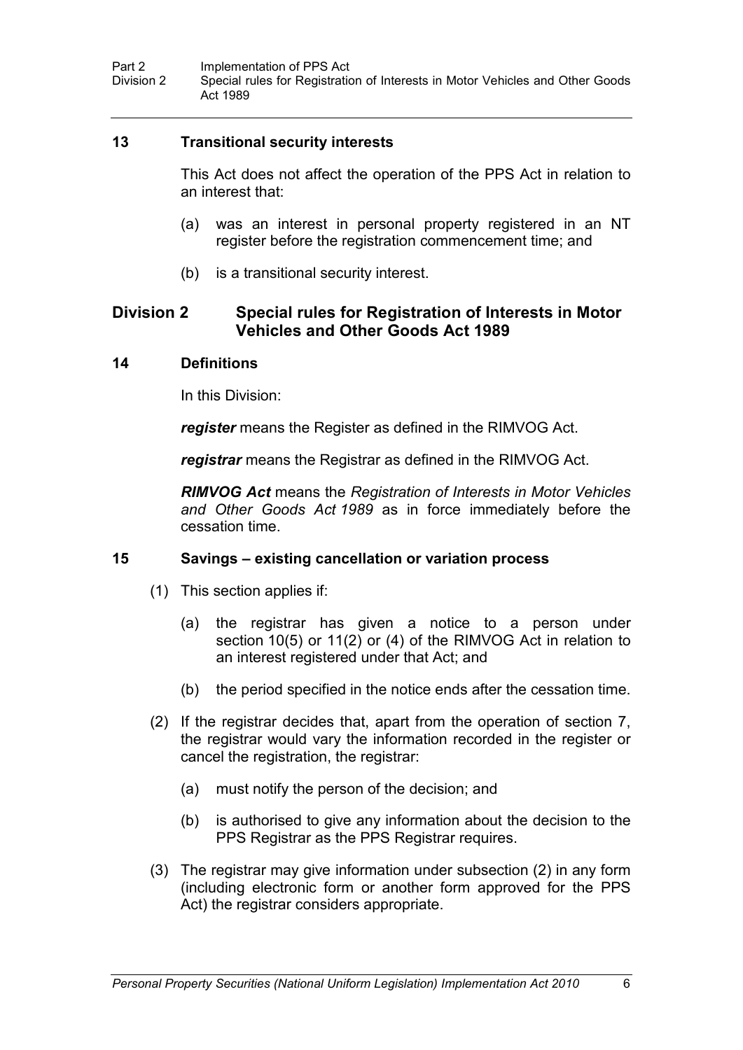## 13 Transitional security interests

This Act does not affect the operation of the PPS Act in relation to an interest that:

(a) was an interest in personal property registered in an NT register before the registration commencement time; and

(b) is a transitional security interest.

# Division 2 Special rules for Registration of Interests in Motor Vehicles and Other Goods Act 1989

## 14 Definitions

In this Division:

***register*** means the Register as defined in the RIMVOG Act.

***registrar*** means the Registrar as defined in the RIMVOG Act.

***RIMVOG Act*** means the *Registration of Interests in Motor Vehicles and Other Goods Act 1989* as in force immediately before the cessation time.

## 15 Savings – existing cancellation or variation process

(1) This section applies if:

(a) the registrar has given a notice to a person under section 10(5) or 11(2) or (4) of the RIMVOG Act in relation to an interest registered under that Act; and

(b) the period specified in the notice ends after the cessation time.

(2) If the registrar decides that, apart from the operation of section 7, the registrar would vary the information recorded in the register or cancel the registration, the registrar:

(a) must notify the person of the decision; and

(b) is authorised to give any information about the decision to the PPS Registrar as the PPS Registrar requires.

(3) The registrar may give information under subsection (2) in any form (including electronic form or another form approved for the PPS Act) the registrar considers appropriate.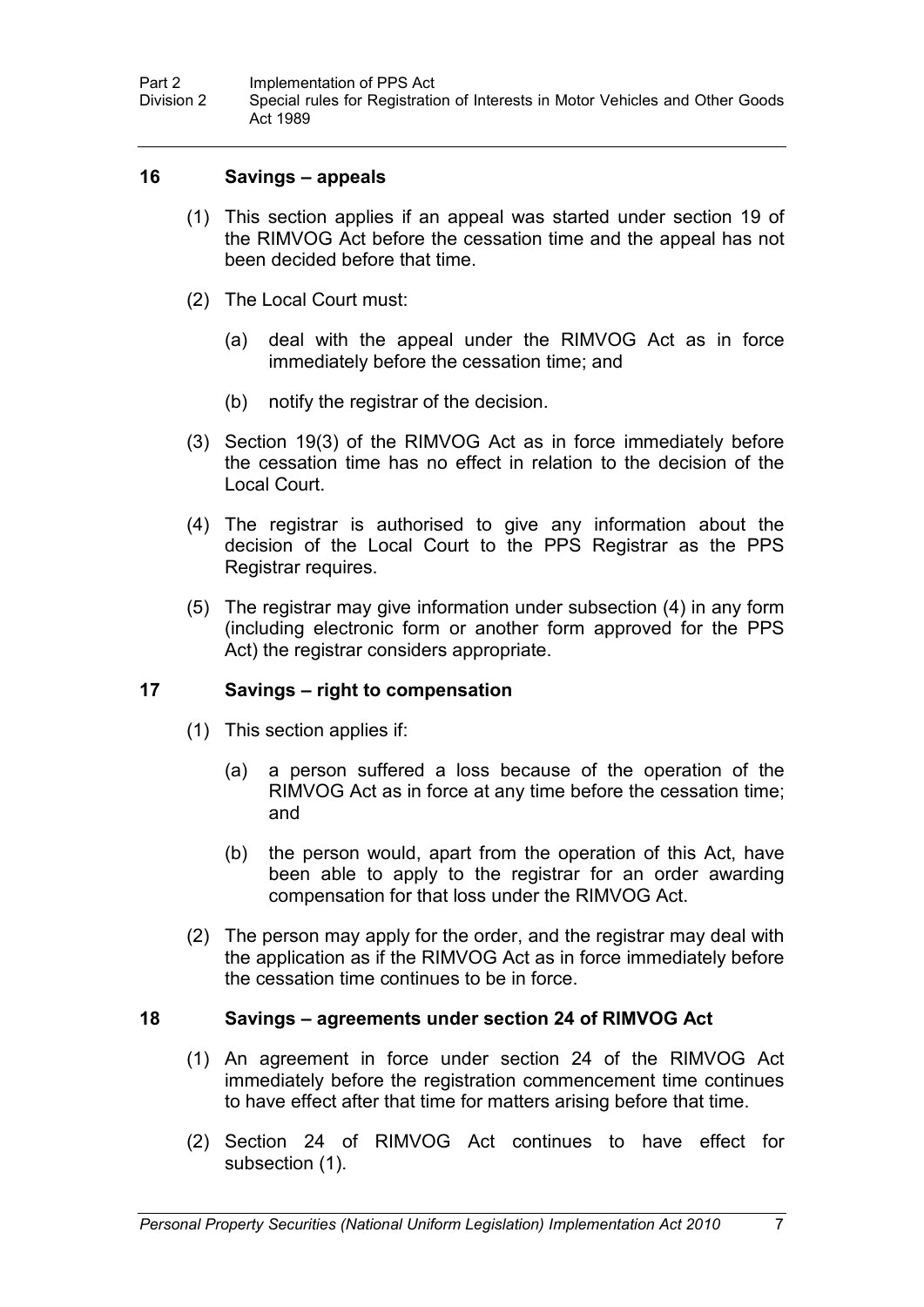## 16 Savings – appeals

(1) This section applies if an appeal was started under section 19 of the RIMVOG Act before the cessation time and the appeal has not been decided before that time.

(2) The Local Court must:

(a) deal with the appeal under the RIMVOG Act as in force immediately before the cessation time; and

(b) notify the registrar of the decision.

(3) Section 19(3) of the RIMVOG Act as in force immediately before the cessation time has no effect in relation to the decision of the Local Court.

(4) The registrar is authorised to give any information about the decision of the Local Court to the PPS Registrar as the PPS Registrar requires.

(5) The registrar may give information under subsection (4) in any form (including electronic form or another form approved for the PPS Act) the registrar considers appropriate.

## 17 Savings – right to compensation

(1) This section applies if:

(a) a person suffered a loss because of the operation of the RIMVOG Act as in force at any time before the cessation time; and

(b) the person would, apart from the operation of this Act, have been able to apply to the registrar for an order awarding compensation for that loss under the RIMVOG Act.

(2) The person may apply for the order, and the registrar may deal with the application as if the RIMVOG Act as in force immediately before the cessation time continues to be in force.

## 18 Savings – agreements under section 24 of RIMVOG Act

(1) An agreement in force under section 24 of the RIMVOG Act immediately before the registration commencement time continues to have effect after that time for matters arising before that time.

(2) Section 24 of RIMVOG Act continues to have effect for subsection (1).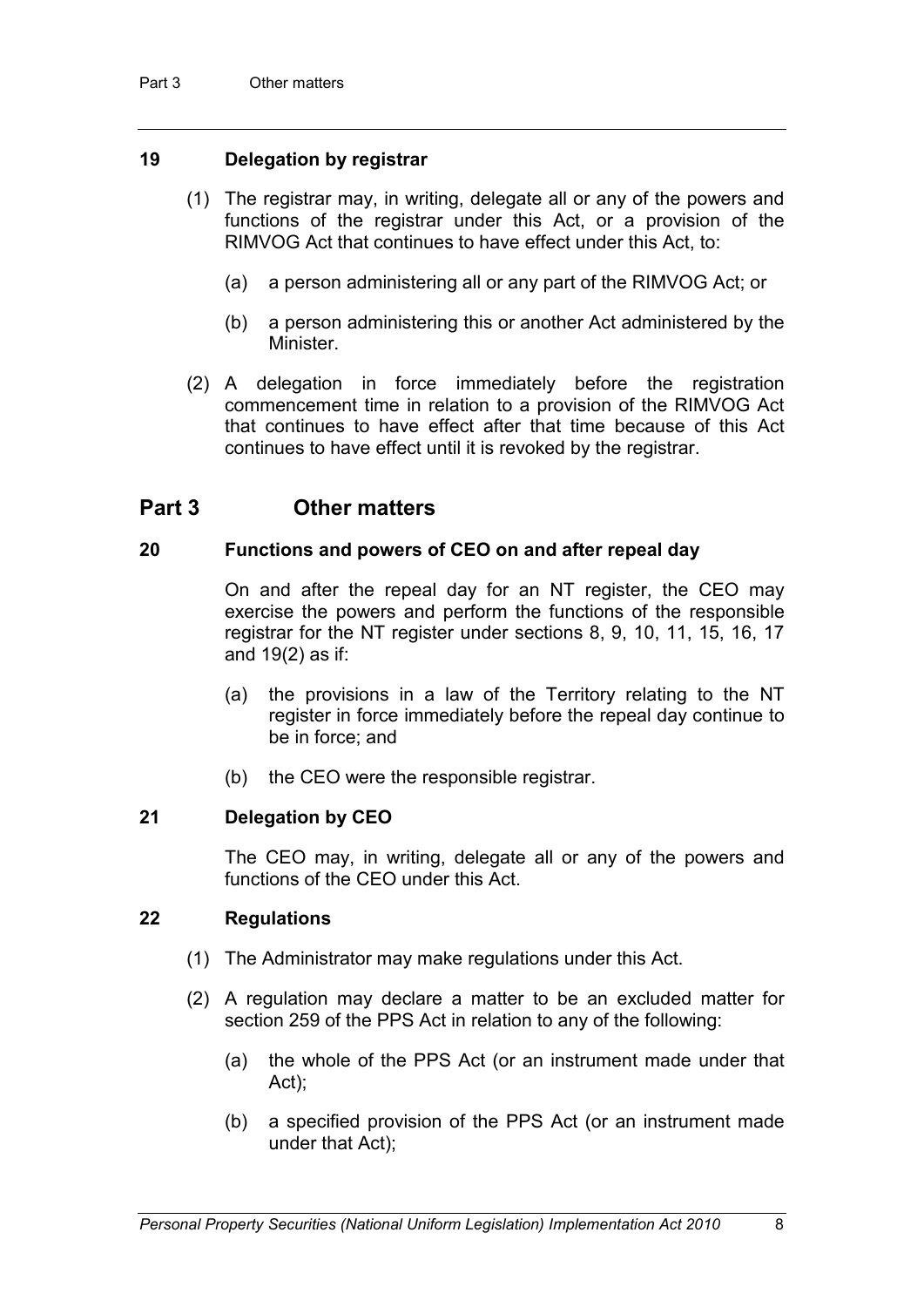### 19 Delegation by registrar

(1) The registrar may, in writing, delegate all or any of the powers and functions of the registrar under this Act, or a provision of the RIMVOG Act that continues to have effect under this Act, to:

(a) a person administering all or any part of the RIMVOG Act; or

(b) a person administering this or another Act administered by the Minister.

(2) A delegation in force immediately before the registration commencement time in relation to a provision of the RIMVOG Act that continues to have effect after that time because of this Act continues to have effect until it is revoked by the registrar.

## Part 3 Other matters

### 20 Functions and powers of CEO on and after repeal day

On and after the repeal day for an NT register, the CEO may exercise the powers and perform the functions of the responsible registrar for the NT register under sections 8, 9, 10, 11, 15, 16, 17 and 19(2) as if:

(a) the provisions in a law of the Territory relating to the NT register in force immediately before the repeal day continue to be in force; and

(b) the CEO were the responsible registrar.

### 21 Delegation by CEO

The CEO may, in writing, delegate all or any of the powers and functions of the CEO under this Act.

### 22 Regulations

(1) The Administrator may make regulations under this Act.

(2) A regulation may declare a matter to be an excluded matter for section 259 of the PPS Act in relation to any of the following:

(a) the whole of the PPS Act (or an instrument made under that Act);

(b) a specified provision of the PPS Act (or an instrument made under that Act);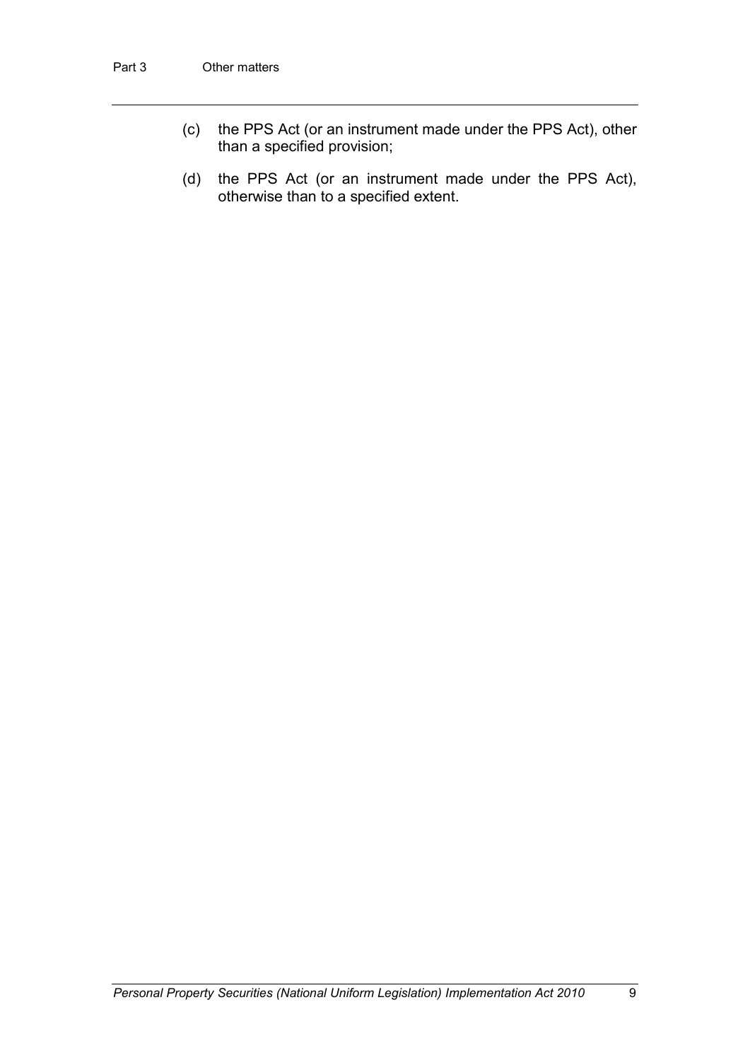(c) the PPS Act (or an instrument made under the PPS Act), other than a specified provision;

(d) the PPS Act (or an instrument made under the PPS Act), otherwise than to a specified extent.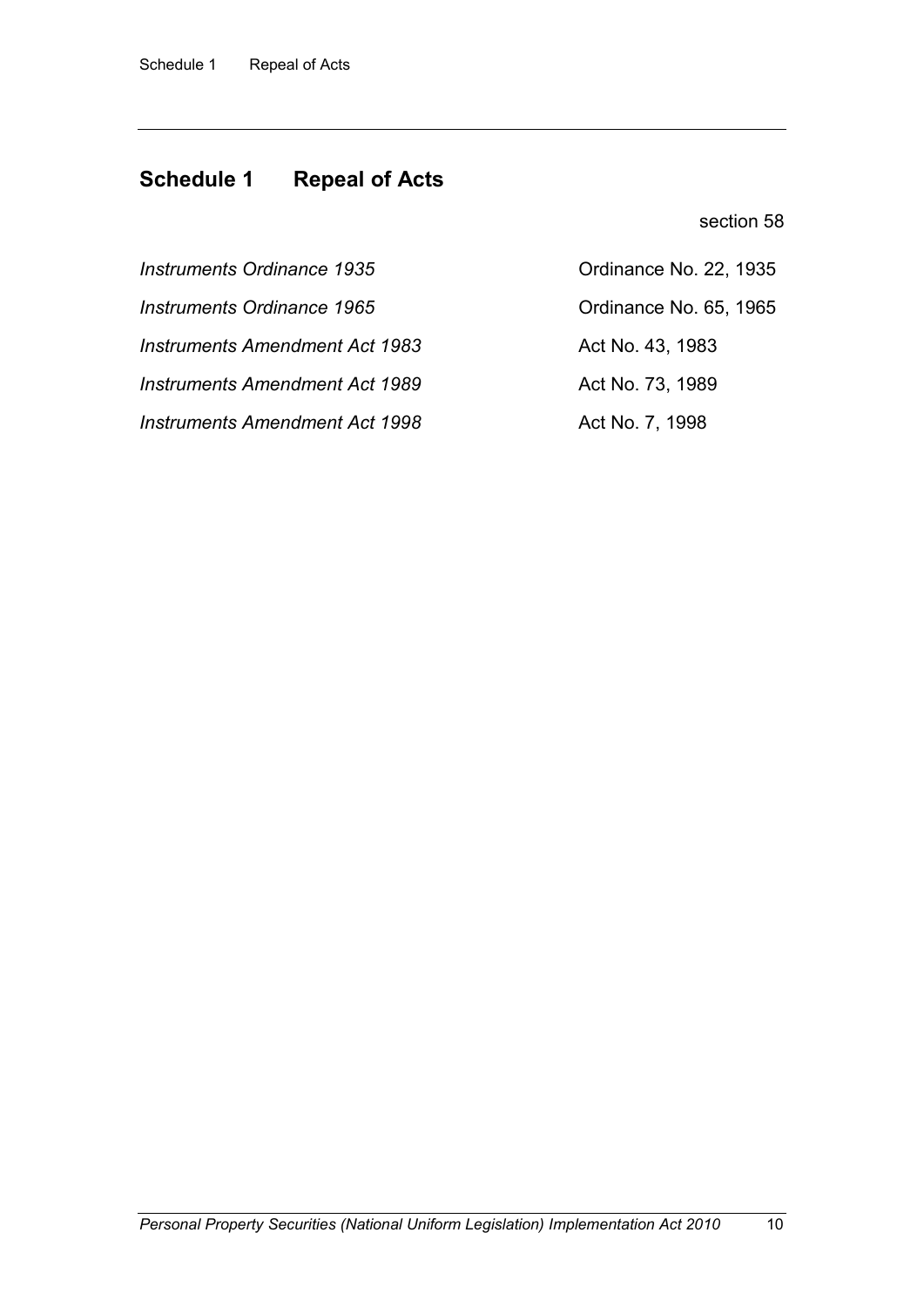## Schedule 1 Repeal of Acts

section 58

| | |
|---|---|
| *Instruments Ordinance 1935* | Ordinance No. 22, 1935 |
| *Instruments Ordinance 1965* | Ordinance No. 65, 1965 |
| *Instruments Amendment Act 1983* | Act No. 43, 1983 |
| *Instruments Amendment Act 1989* | Act No. 73, 1989 |
| *Instruments Amendment Act 1998* | Act No. 7, 1998 |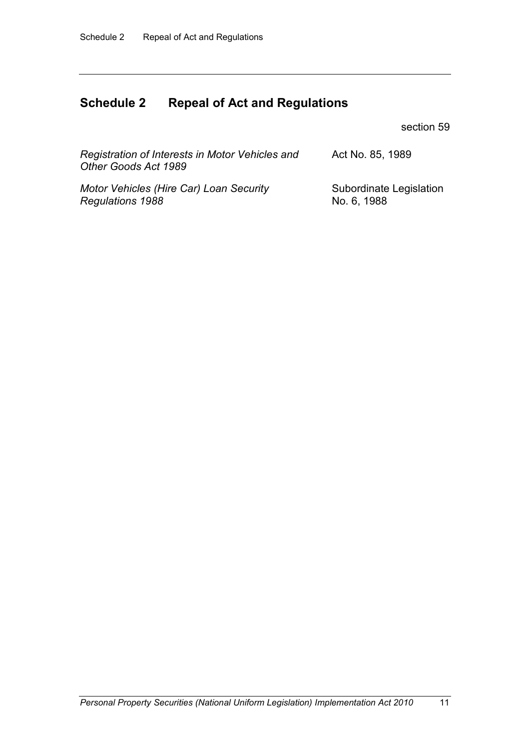## Schedule 2 Repeal of Act and Regulations

section 59

| | |
|---|---|
| *Registration of Interests in Motor Vehicles and Other Goods Act 1989* | Act No. 85, 1989 |
| *Motor Vehicles (Hire Car) Loan Security Regulations 1988* | Subordinate Legislation No. 6, 1988 |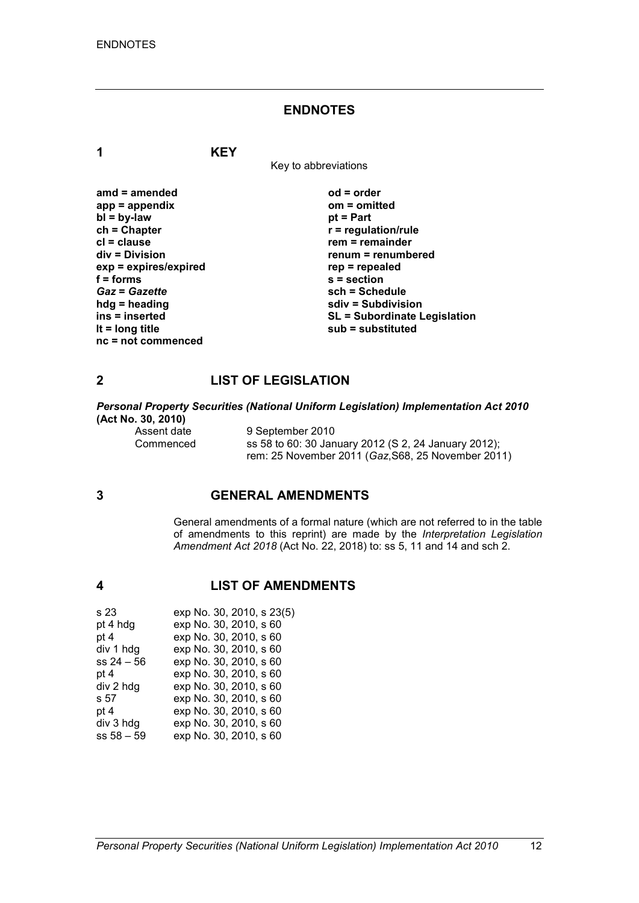# ENDNOTES

## 1 KEY

Key to abbreviations

| | |
|---|---|
| **amd = amended** | **od = order** |
| **app = appendix** | **om = omitted** |
| **bl = by-law** | **pt = Part** |
| **ch = Chapter** | **r = regulation/rule** |
| **cl = clause** | **rem = remainder** |
| **div = Division** | **renum = renumbered** |
| **exp = expires/expired** | **rep = repealed** |
| **f = forms** | **s = section** |
| ***Gaz* = *Gazette*** | **sch = Schedule** |
| **hdg = heading** | **sdiv = Subdivision** |
| **ins = inserted** | **SL = Subordinate Legislation** |
| **lt = long title** | **sub = substituted** |
| **nc = not commenced** | |

## 2 LIST OF LEGISLATION

***Personal Property Securities (National Uniform Legislation) Implementation Act 2010*** **(Act No. 30, 2010)**

| | |
|---|---|
| Assent date | 9 September 2010 |
| Commenced | ss 58 to 60: 30 January 2012 (S 2, 24 January 2012); rem: 25 November 2011 (*Gaz*,S68, 25 November 2011) |

## 3 GENERAL AMENDMENTS

General amendments of a formal nature (which are not referred to in the table of amendments to this reprint) are made by the *Interpretation Legislation Amendment Act 2018* (Act No. 22, 2018) to: ss 5, 11 and 14 and sch 2.

## 4 LIST OF AMENDMENTS

| | |
|---|---|
| s 23 | exp No. 30, 2010, s 23(5) |
| pt 4 hdg | exp No. 30, 2010, s 60 |
| pt 4 | exp No. 30, 2010, s 60 |
| div 1 hdg | exp No. 30, 2010, s 60 |
| ss 24 – 56 | exp No. 30, 2010, s 60 |
| pt 4 | exp No. 30, 2010, s 60 |
| div 2 hdg | exp No. 30, 2010, s 60 |
| s 57 | exp No. 30, 2010, s 60 |
| pt 4 | exp No. 30, 2010, s 60 |
| div 3 hdg | exp No. 30, 2010, s 60 |
| ss 58 – 59 | exp No. 30, 2010, s 60 |